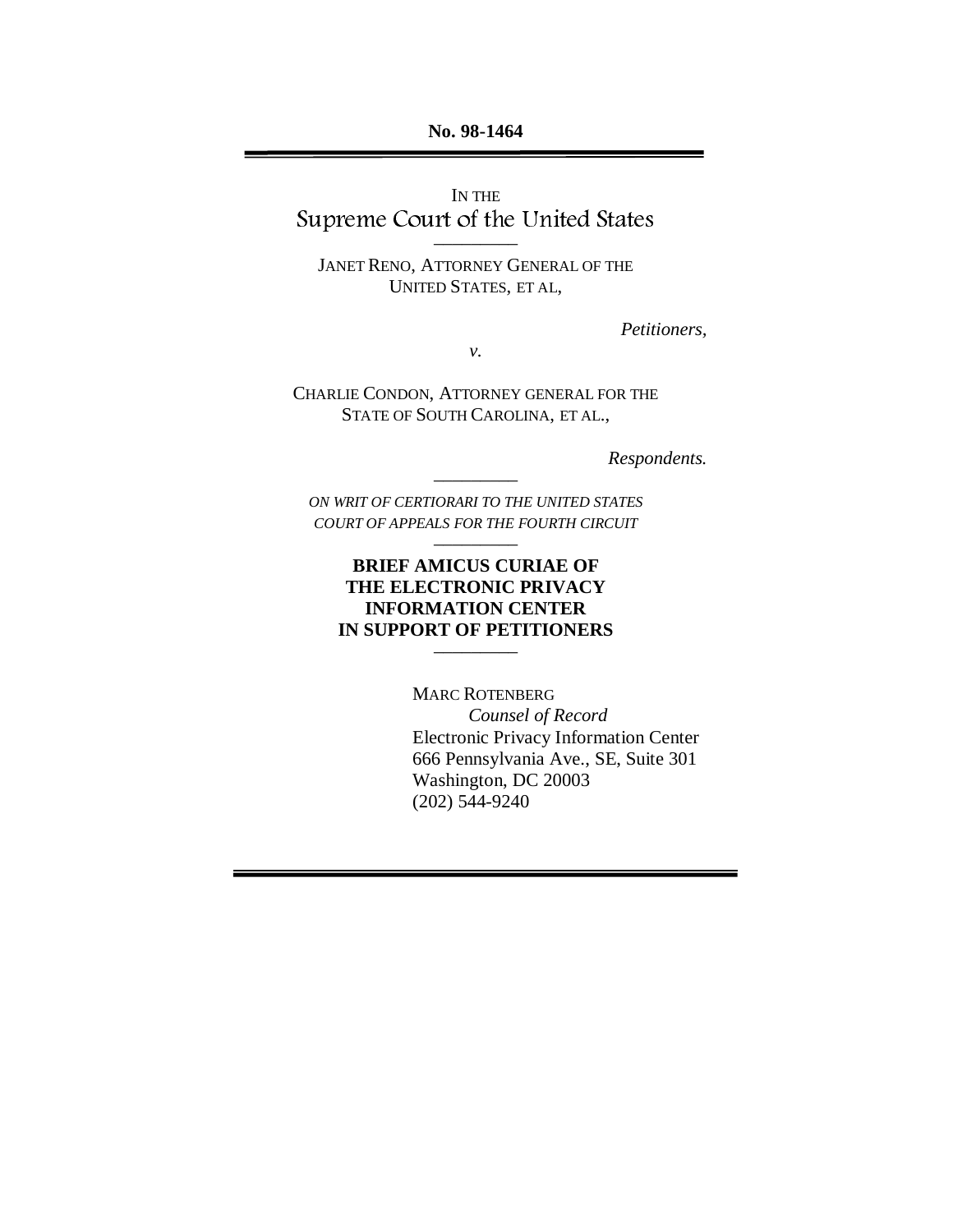**No. 98-1464**

---

IN THE

# Supreme Court of the United States

---

JANET RENO, ATTORNEY GENERAL OF THE UNITED STATES, ET AL,

*Petitioners,*

*v.*

CHARLIE CONDON, ATTORNEY GENERAL FOR THE STATE OF SOUTH CAROLINA, ET AL.,

*Respondents.*

---

*ON WRIT OF CERTIORARI TO THE UNITED STATES COURT OF APPEALS FOR THE FOURTH CIRCUIT*

---

## BRIEF AMICUS CURIAE OF THE ELECTRONIC PRIVACY INFORMATION CENTER IN SUPPORT OF PETITIONERS

---

MARC ROTENBERG
*Counsel of Record*
Electronic Privacy Information Center
666 Pennsylvania Ave., SE, Suite 301
Washington, DC 20003
(202) 544-9240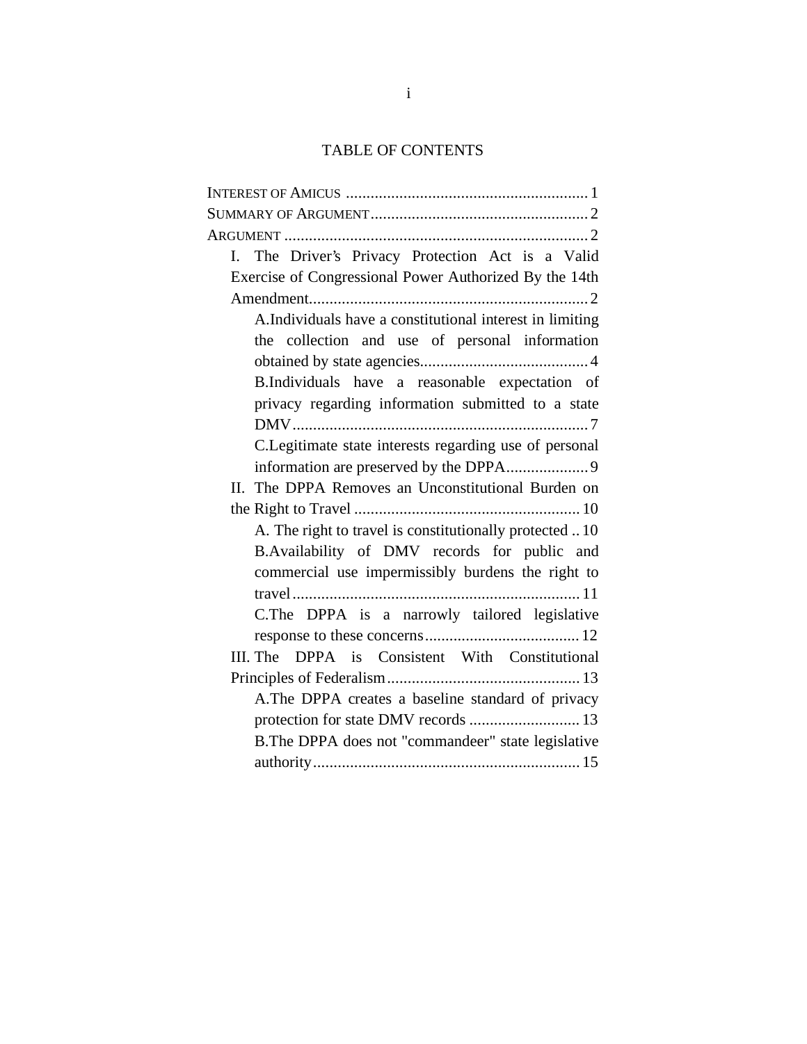# TABLE OF CONTENTS

INTEREST OF AMICUS ........................................................... 1

SUMMARY OF ARGUMENT..................................................... 2

ARGUMENT .......................................................................... 2

- I. The Driver's Privacy Protection Act is a Valid Exercise of Congressional Power Authorized By the 14th Amendment.................................................................... 2
  - A. Individuals have a constitutional interest in limiting the collection and use of personal information obtained by state agencies......................................... 4
  - B. Individuals have a reasonable expectation of privacy regarding information submitted to a state DMV........................................................................ 7
  - C. Legitimate state interests regarding use of personal information are preserved by the DPPA.................... 9
- II. The DPPA Removes an Unconstitutional Burden on the Right to Travel ...................................................... 10
  - A. The right to travel is constitutionally protected .. 10
  - B. Availability of DMV records for public and commercial use impermissibly burdens the right to travel...................................................................... 11
  - C. The DPPA is a narrowly tailored legislative response to these concerns...................................... 12
- III. The DPPA is Consistent With Constitutional Principles of Federalism............................................... 13
  - A. The DPPA creates a baseline standard of privacy protection for state DMV records ........................... 13
  - B. The DPPA does not "commandeer" state legislative authority................................................................. 15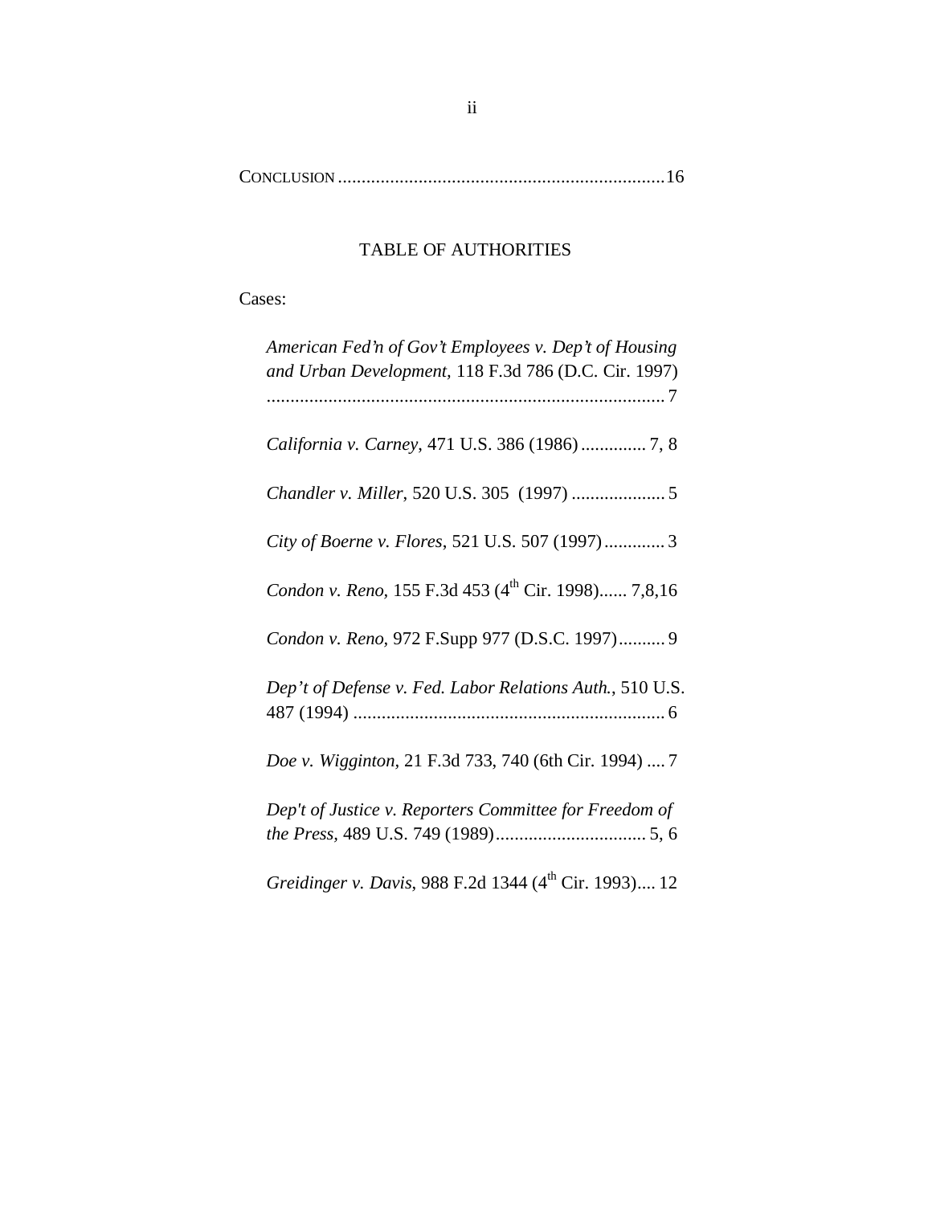CONCLUSION .....................................................................16

## TABLE OF AUTHORITIES

Cases:

*American Fed'n of Gov't Employees v. Dep't of Housing and Urban Development*, 118 F.3d 786 (D.C. Cir. 1997) ..................................................................................... 7

*California v. Carney*, 471 U.S. 386 (1986) ............. 7, 8

*Chandler v. Miller*, 520 U.S. 305 (1997) .................... 5

*City of Boerne v. Flores*, 521 U.S. 507 (1997) ............. 3

*Condon v. Reno*, 155 F.3d 453 (4th Cir. 1998)...... 7,8,16

*Condon v. Reno*, 972 F.Supp 977 (D.S.C. 1997).......... 9

*Dep't of Defense v. Fed. Labor Relations Auth.*, 510 U.S. 487 (1994) .................................................................. 6

*Doe v. Wigginton*, 21 F.3d 733, 740 (6th Cir. 1994) .... 7

*Dep't of Justice v. Reporters Committee for Freedom of the Press*, 489 U.S. 749 (1989)................................ 5, 6

*Greidinger v. Davis*, 988 F.2d 1344 (4th Cir. 1993).... 12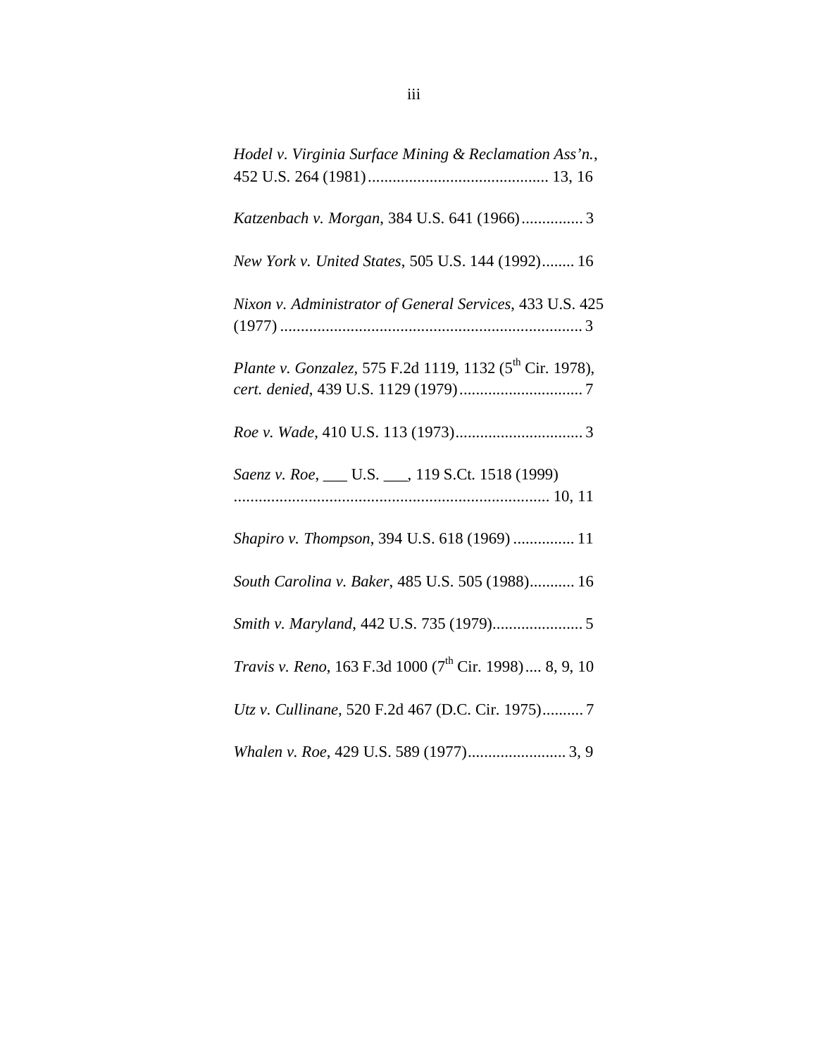*Hodel v. Virginia Surface Mining & Reclamation Ass'n.*, 452 U.S. 264 (1981)............................................ 13, 16

*Katzenbach v. Morgan*, 384 U.S. 641 (1966)............... 3

*New York v. United States*, 505 U.S. 144 (1992)........ 16

*Nixon v. Administrator of General Services*, 433 U.S. 425 (1977) ......................................................................... 3

*Plante v. Gonzalez*, 575 F.2d 1119, 1132 (5th Cir. 1978), *cert. denied*, 439 U.S. 1129 (1979).............................. 7

*Roe v. Wade*, 410 U.S. 113 (1973)............................... 3

*Saenz v. Roe*, ___ U.S. ___, 119 S.Ct. 1518 (1999) ............................................................................ 10, 11

*Shapiro v. Thompson*, 394 U.S. 618 (1969) ............... 11

*South Carolina v. Baker*, 485 U.S. 505 (1988)........... 16

*Smith v. Maryland*, 442 U.S. 735 (1979)...................... 5

*Travis v. Reno*, 163 F.3d 1000 (7th Cir. 1998).... 8, 9, 10

*Utz v. Cullinane,* 520 F.2d 467 (D.C. Cir. 1975).......... 7

*Whalen v. Roe*, 429 U.S. 589 (1977)........................ 3, 9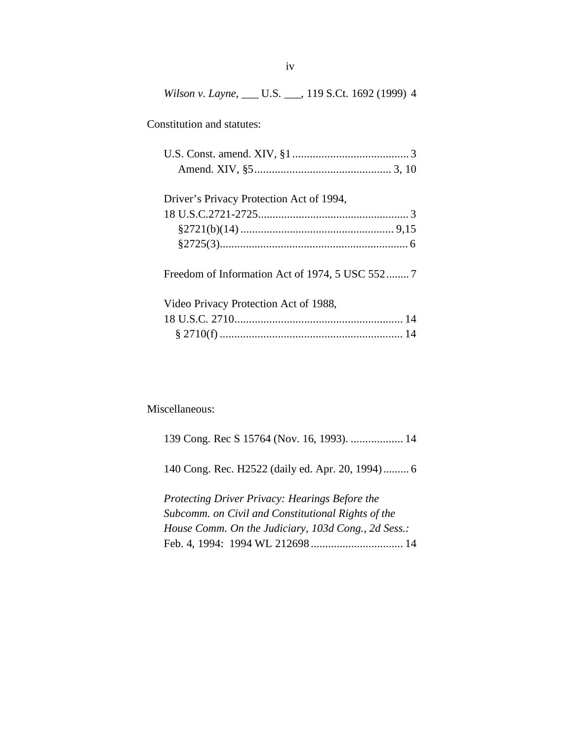*Wilson v. Layne*, ___ U.S. ___, 119 S.Ct. 1692 (1999) 4

Constitution and statutes:

U.S. Const. amend. XIV, §1........................................ 3
  Amend. XIV, §5............................................... 3, 10

Driver's Privacy Protection Act of 1994,
18 U.S.C.2721-2725.................................................... 3
  §2721(b)(14) ..................................................... 9,15
  §2725(3)................................................................ 6

Freedom of Information Act of 1974, 5 USC 552........ 7

Video Privacy Protection Act of 1988,
18 U.S.C. 2710.......................................................... 14
  § 2710(f) .............................................................. 14

Miscellaneous:

139 Cong. Rec S 15764 (Nov. 16, 1993). .................. 14

140 Cong. Rec. H2522 (daily ed. Apr. 20, 1994)......... 6

*Protecting Driver Privacy: Hearings Before the Subcomm. on Civil and Constitutional Rights of the House Comm. On the Judiciary, 103d Cong., 2d Sess.:* Feb. 4, 1994: 1994 WL 212698................................ 14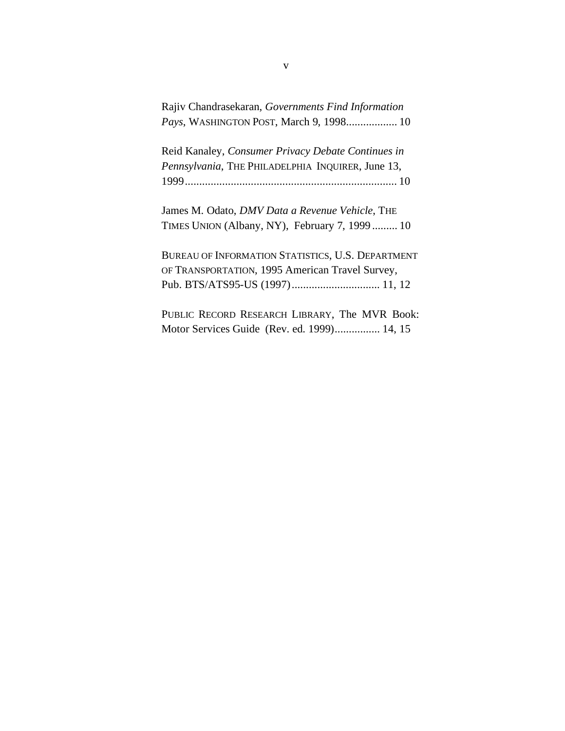Rajiv Chandrasekaran, *Governments Find Information Pays*, WASHINGTON POST, March 9, 1998.................. 10

Reid Kanaley, *Consumer Privacy Debate Continues in Pennsylvania*, THE PHILADELPHIA INQUIRER, June 13, 1999.......................................................................... 10

James M. Odato, *DMV Data a Revenue Vehicle*, THE TIMES UNION (Albany, NY), February 7, 1999 ......... 10

BUREAU OF INFORMATION STATISTICS, U.S. DEPARTMENT OF TRANSPORTATION, 1995 American Travel Survey, Pub. BTS/ATS95-US (1997)............................... 11, 12

PUBLIC RECORD RESEARCH LIBRARY, The MVR Book: Motor Services Guide (Rev. ed. 1999)................ 14, 15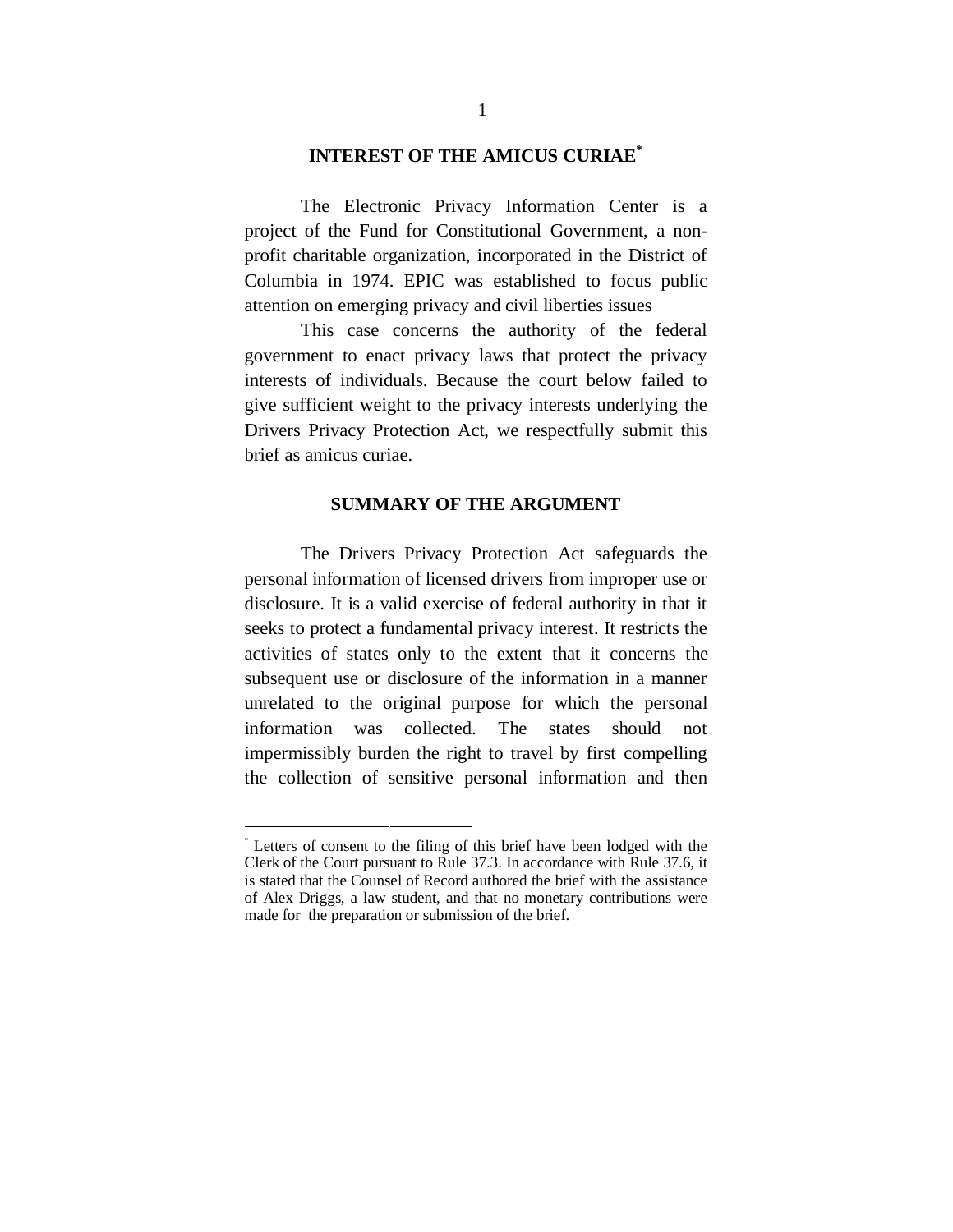## INTEREST OF THE AMICUS CURIAE*

The Electronic Privacy Information Center is a project of the Fund for Constitutional Government, a non-profit charitable organization, incorporated in the District of Columbia in 1974. EPIC was established to focus public attention on emerging privacy and civil liberties issues

This case concerns the authority of the federal government to enact privacy laws that protect the privacy interests of individuals. Because the court below failed to give sufficient weight to the privacy interests underlying the Drivers Privacy Protection Act, we respectfully submit this brief as amicus curiae.

## SUMMARY OF THE ARGUMENT

The Drivers Privacy Protection Act safeguards the personal information of licensed drivers from improper use or disclosure. It is a valid exercise of federal authority in that it seeks to protect a fundamental privacy interest. It restricts the activities of states only to the extent that it concerns the subsequent use or disclosure of the information in a manner unrelated to the original purpose for which the personal information was collected. The states should not impermissibly burden the right to travel by first compelling the collection of sensitive personal information and then

---

* Letters of consent to the filing of this brief have been lodged with the Clerk of the Court pursuant to Rule 37.3. In accordance with Rule 37.6, it is stated that the Counsel of Record authored the brief with the assistance of Alex Driggs, a law student, and that no monetary contributions were made for the preparation or submission of the brief.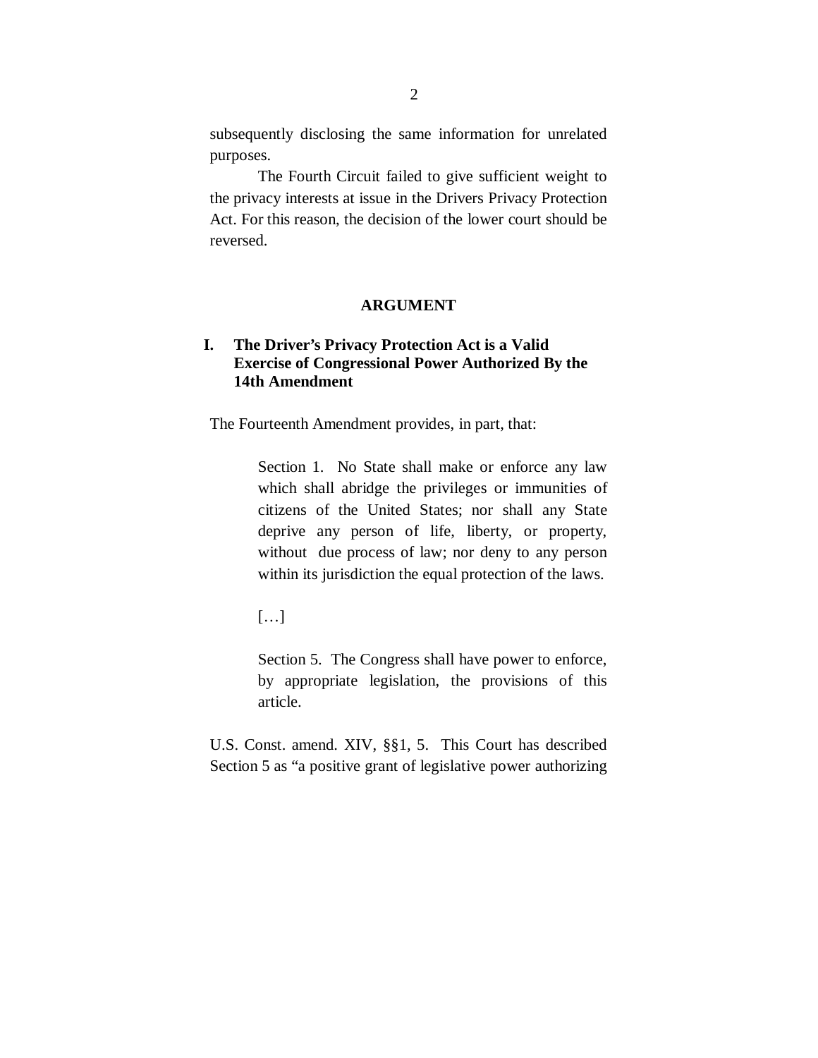subsequently disclosing the same information for unrelated purposes.

The Fourth Circuit failed to give sufficient weight to the privacy interests at issue in the Drivers Privacy Protection Act. For this reason, the decision of the lower court should be reversed.

## ARGUMENT

### I. The Driver's Privacy Protection Act is a Valid Exercise of Congressional Power Authorized By the 14th Amendment

The Fourteenth Amendment provides, in part, that:

> Section 1. No State shall make or enforce any law which shall abridge the privileges or immunities of citizens of the United States; nor shall any State deprive any person of life, liberty, or property, without due process of law; nor deny to any person within its jurisdiction the equal protection of the laws.
>
> […]
>
> Section 5. The Congress shall have power to enforce, by appropriate legislation, the provisions of this article.

U.S. Const. amend. XIV, §§1, 5. This Court has described Section 5 as "a positive grant of legislative power authorizing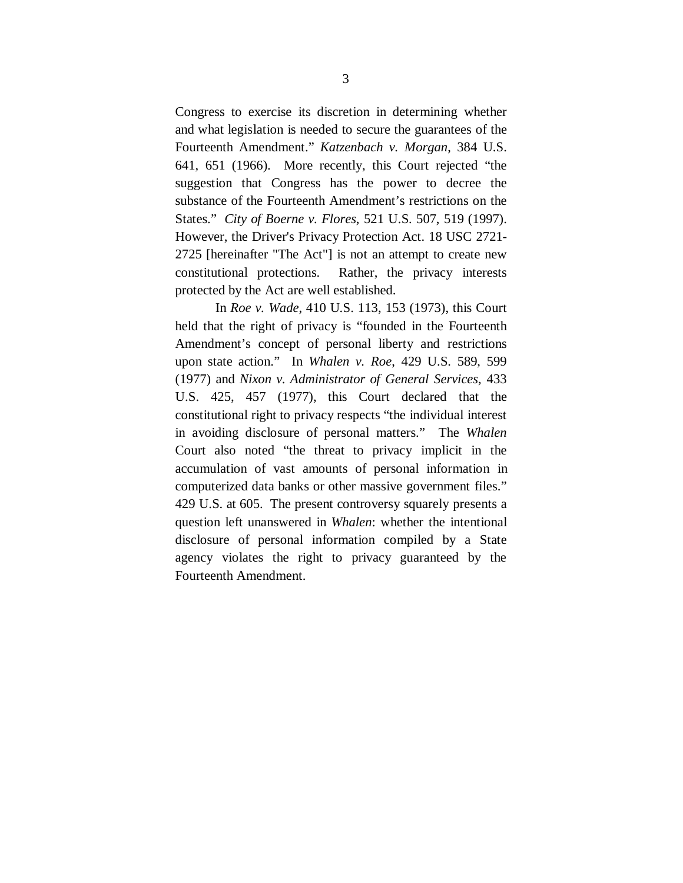Congress to exercise its discretion in determining whether and what legislation is needed to secure the guarantees of the Fourteenth Amendment." *Katzenbach v. Morgan*, 384 U.S. 641, 651 (1966). More recently, this Court rejected "the suggestion that Congress has the power to decree the substance of the Fourteenth Amendment's restrictions on the States." *City of Boerne v. Flores*, 521 U.S. 507, 519 (1997). However, the Driver's Privacy Protection Act. 18 USC 2721-2725 [hereinafter "The Act"] is not an attempt to create new constitutional protections. Rather, the privacy interests protected by the Act are well established.

In *Roe v. Wade*, 410 U.S. 113, 153 (1973), this Court held that the right of privacy is "founded in the Fourteenth Amendment's concept of personal liberty and restrictions upon state action." In *Whalen v. Roe*, 429 U.S. 589, 599 (1977) and *Nixon v. Administrator of General Services*, 433 U.S. 425, 457 (1977), this Court declared that the constitutional right to privacy respects "the individual interest in avoiding disclosure of personal matters." The *Whalen* Court also noted "the threat to privacy implicit in the accumulation of vast amounts of personal information in computerized data banks or other massive government files." 429 U.S. at 605. The present controversy squarely presents a question left unanswered in *Whalen*: whether the intentional disclosure of personal information compiled by a State agency violates the right to privacy guaranteed by the Fourteenth Amendment.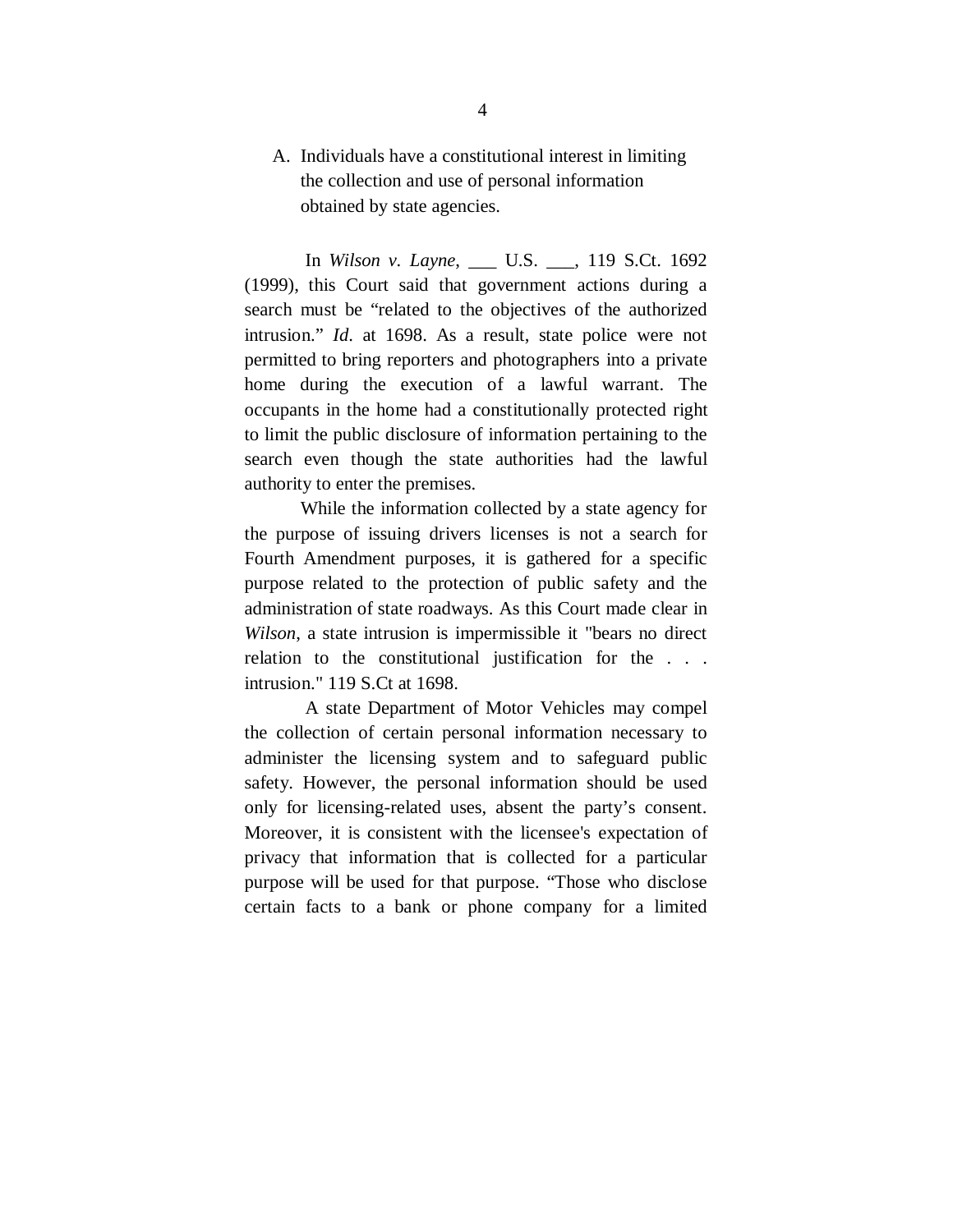A. Individuals have a constitutional interest in limiting the collection and use of personal information obtained by state agencies.

In *Wilson v. Layne*, ___ U.S. ___, 119 S.Ct. 1692 (1999), this Court said that government actions during a search must be "related to the objectives of the authorized intrusion." *Id*. at 1698. As a result, state police were not permitted to bring reporters and photographers into a private home during the execution of a lawful warrant. The occupants in the home had a constitutionally protected right to limit the public disclosure of information pertaining to the search even though the state authorities had the lawful authority to enter the premises.

While the information collected by a state agency for the purpose of issuing drivers licenses is not a search for Fourth Amendment purposes, it is gathered for a specific purpose related to the protection of public safety and the administration of state roadways. As this Court made clear in *Wilson*, a state intrusion is impermissible it "bears no direct relation to the constitutional justification for the . . . intrusion." 119 S.Ct at 1698.

A state Department of Motor Vehicles may compel the collection of certain personal information necessary to administer the licensing system and to safeguard public safety. However, the personal information should be used only for licensing-related uses, absent the party's consent. Moreover, it is consistent with the licensee's expectation of privacy that information that is collected for a particular purpose will be used for that purpose. "Those who disclose certain facts to a bank or phone company for a limited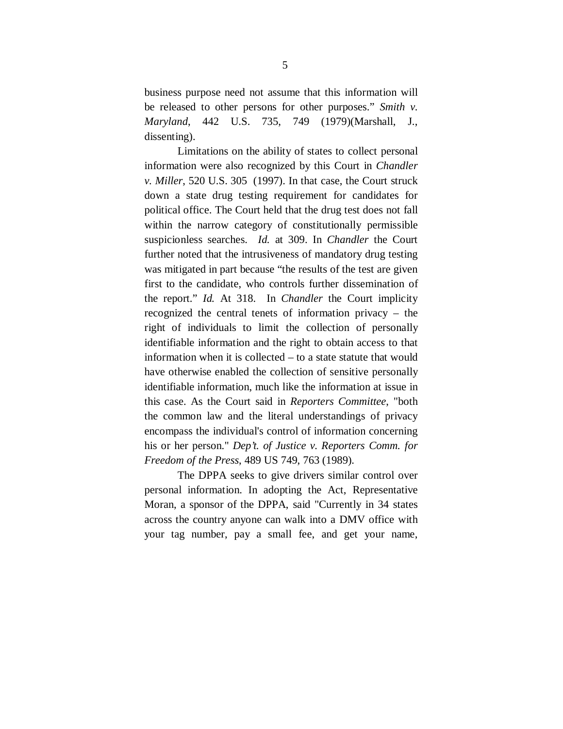business purpose need not assume that this information will be released to other persons for other purposes." *Smith v. Maryland*, 442 U.S. 735, 749 (1979)(Marshall, J., dissenting).

Limitations on the ability of states to collect personal information were also recognized by this Court in *Chandler v. Miller*, 520 U.S. 305 (1997). In that case, the Court struck down a state drug testing requirement for candidates for political office. The Court held that the drug test does not fall within the narrow category of constitutionally permissible suspicionless searches. *Id.* at 309. In *Chandler* the Court further noted that the intrusiveness of mandatory drug testing was mitigated in part because "the results of the test are given first to the candidate, who controls further dissemination of the report." *Id.* At 318. In *Chandler* the Court implicity recognized the central tenets of information privacy – the right of individuals to limit the collection of personally identifiable information and the right to obtain access to that information when it is collected – to a state statute that would have otherwise enabled the collection of sensitive personally identifiable information, much like the information at issue in this case. As the Court said in *Reporters Committee*, "both the common law and the literal understandings of privacy encompass the individual's control of information concerning his or her person." *Dep't. of Justice v. Reporters Comm. for Freedom of the Press*, 489 US 749, 763 (1989).

The DPPA seeks to give drivers similar control over personal information. In adopting the Act, Representative Moran, a sponsor of the DPPA, said "Currently in 34 states across the country anyone can walk into a DMV office with your tag number, pay a small fee, and get your name,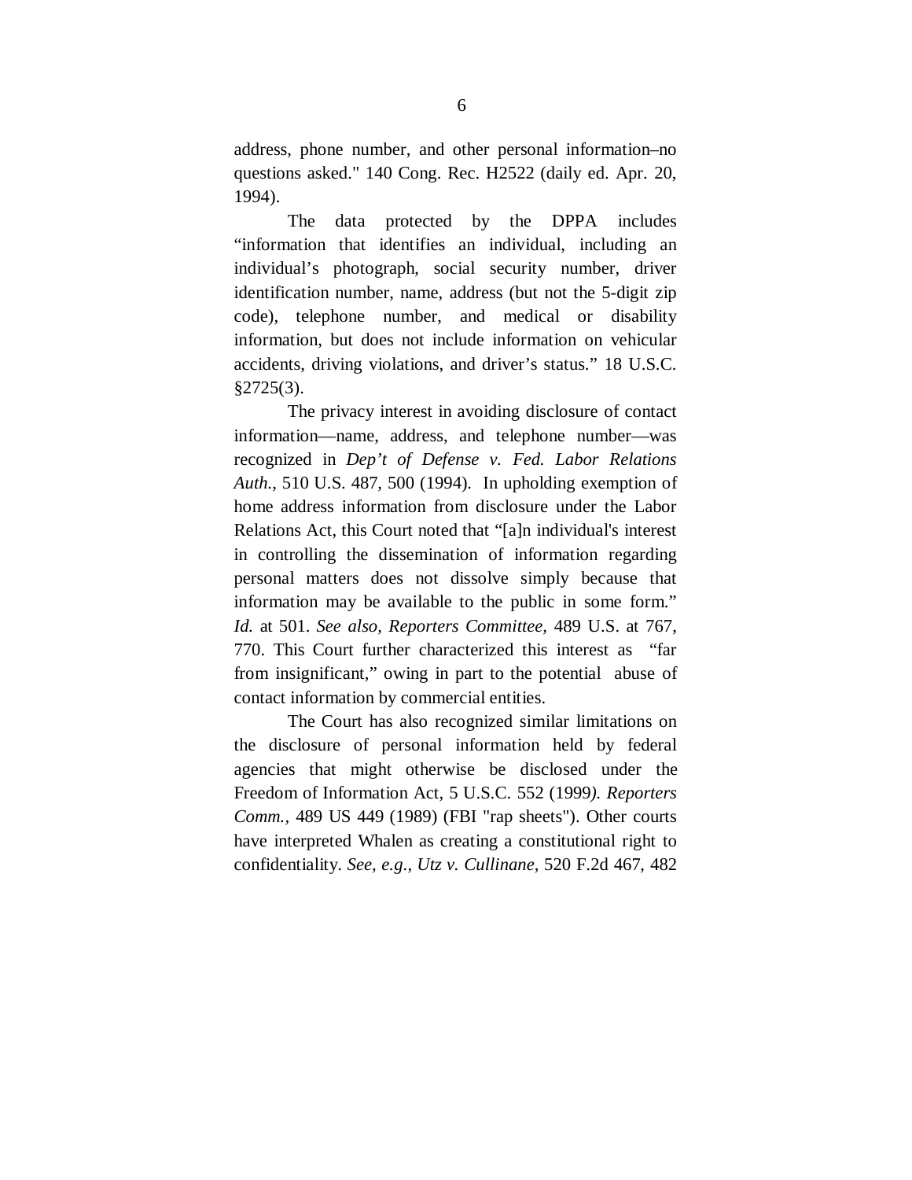address, phone number, and other personal information–no questions asked." 140 Cong. Rec. H2522 (daily ed. Apr. 20, 1994).

The data protected by the DPPA includes "information that identifies an individual, including an individual's photograph, social security number, driver identification number, name, address (but not the 5-digit zip code), telephone number, and medical or disability information, but does not include information on vehicular accidents, driving violations, and driver's status." 18 U.S.C. §2725(3).

The privacy interest in avoiding disclosure of contact information—name, address, and telephone number—was recognized in *Dep't of Defense v. Fed. Labor Relations Auth.*, 510 U.S. 487, 500 (1994). In upholding exemption of home address information from disclosure under the Labor Relations Act, this Court noted that "[a]n individual's interest in controlling the dissemination of information regarding personal matters does not dissolve simply because that information may be available to the public in some form." *Id.* at 501. *See also, Reporters Committee,* 489 U.S. at 767, 770. This Court further characterized this interest as "far from insignificant," owing in part to the potential abuse of contact information by commercial entities.

The Court has also recognized similar limitations on the disclosure of personal information held by federal agencies that might otherwise be disclosed under the Freedom of Information Act, 5 U.S.C. 552 (1999*). Reporters Comm.*, 489 US 449 (1989) (FBI "rap sheets"). Other courts have interpreted Whalen as creating a constitutional right to confidentiality. *See, e.g*., *Utz v. Cullinane*, 520 F.2d 467, 482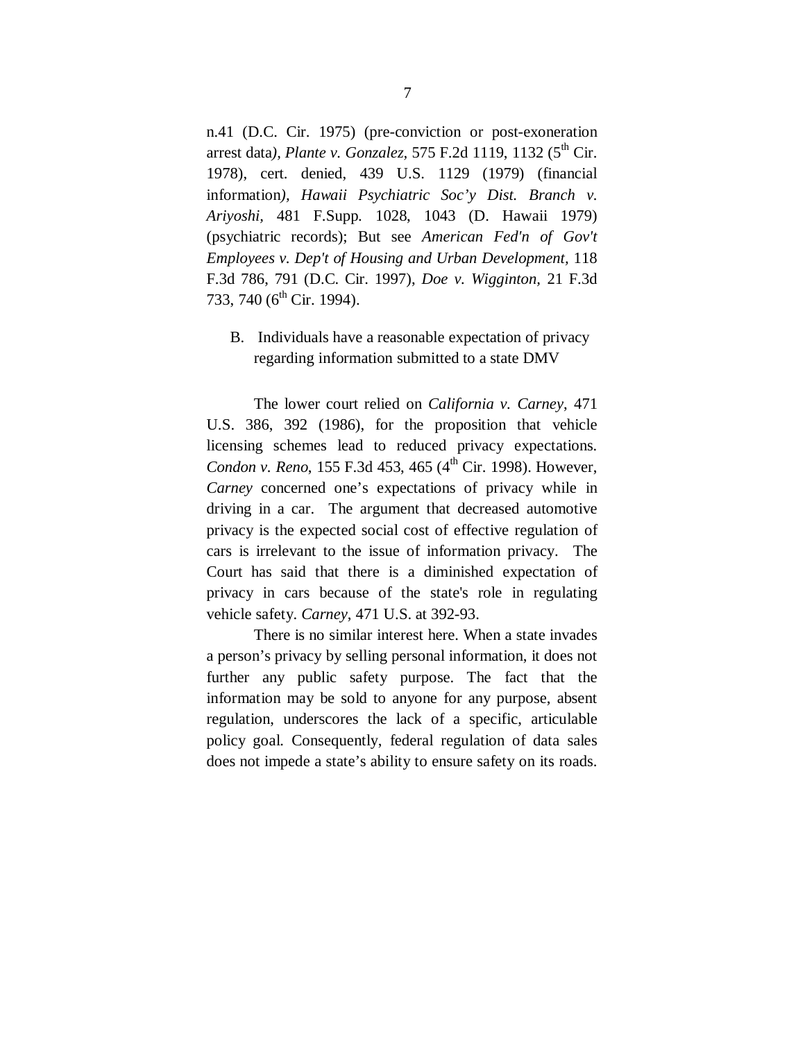n.41 (D.C. Cir. 1975) (pre-conviction or post-exoneration arrest data*)*, *Plante v. Gonzalez*, 575 F.2d 1119, 1132 (5th Cir. 1978), cert. denied, 439 U.S. 1129 (1979) (financial information*)*, *Hawaii Psychiatric Soc'y Dist. Branch v. Ariyoshi*, 481 F.Supp. 1028, 1043 (D. Hawaii 1979) (psychiatric records); But see *American Fed'n of Gov't Employees v. Dep't of Housing and Urban Development*, 118 F.3d 786, 791 (D.C. Cir. 1997), *Doe v. Wigginton*, 21 F.3d 733, 740 (6th Cir. 1994).

### B. Individuals have a reasonable expectation of privacy regarding information submitted to a state DMV

The lower court relied on *California v. Carney*, 471 U.S. 386, 392 (1986), for the proposition that vehicle licensing schemes lead to reduced privacy expectations. *Condon v. Reno*, 155 F.3d 453, 465 (4th Cir. 1998). However, *Carney* concerned one's expectations of privacy while in driving in a car. The argument that decreased automotive privacy is the expected social cost of effective regulation of cars is irrelevant to the issue of information privacy. The Court has said that there is a diminished expectation of privacy in cars because of the state's role in regulating vehicle safety. *Carney*, 471 U.S. at 392-93.

There is no similar interest here. When a state invades a person's privacy by selling personal information, it does not further any public safety purpose. The fact that the information may be sold to anyone for any purpose, absent regulation, underscores the lack of a specific, articulable policy goal. Consequently, federal regulation of data sales does not impede a state's ability to ensure safety on its roads.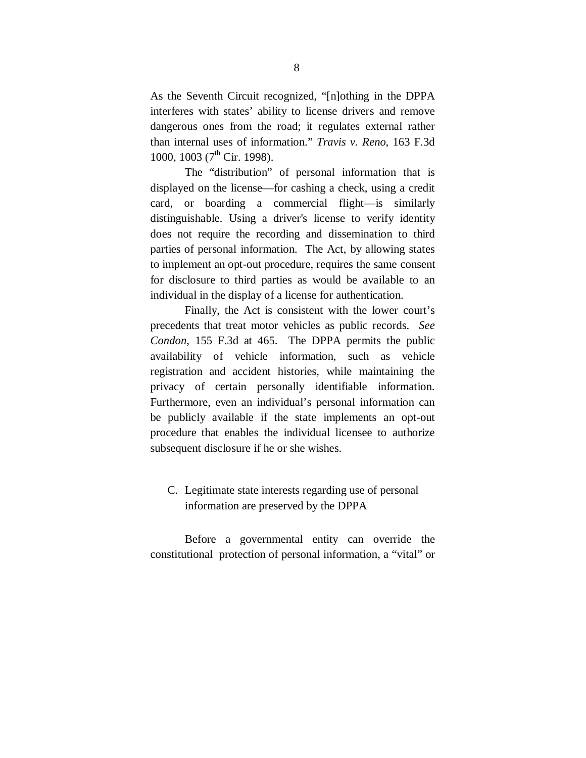As the Seventh Circuit recognized, "[n]othing in the DPPA interferes with states' ability to license drivers and remove dangerous ones from the road; it regulates external rather than internal uses of information." *Travis v. Reno*, 163 F.3d 1000, 1003 (7th Cir. 1998).

The "distribution" of personal information that is displayed on the license—for cashing a check, using a credit card, or boarding a commercial flight—is similarly distinguishable. Using a driver's license to verify identity does not require the recording and dissemination to third parties of personal information. The Act, by allowing states to implement an opt-out procedure, requires the same consent for disclosure to third parties as would be available to an individual in the display of a license for authentication.

Finally, the Act is consistent with the lower court's precedents that treat motor vehicles as public records. *See Condon*, 155 F.3d at 465. The DPPA permits the public availability of vehicle information, such as vehicle registration and accident histories, while maintaining the privacy of certain personally identifiable information. Furthermore, even an individual's personal information can be publicly available if the state implements an opt-out procedure that enables the individual licensee to authorize subsequent disclosure if he or she wishes.

### C. Legitimate state interests regarding use of personal information are preserved by the DPPA

Before a governmental entity can override the constitutional protection of personal information, a "vital" or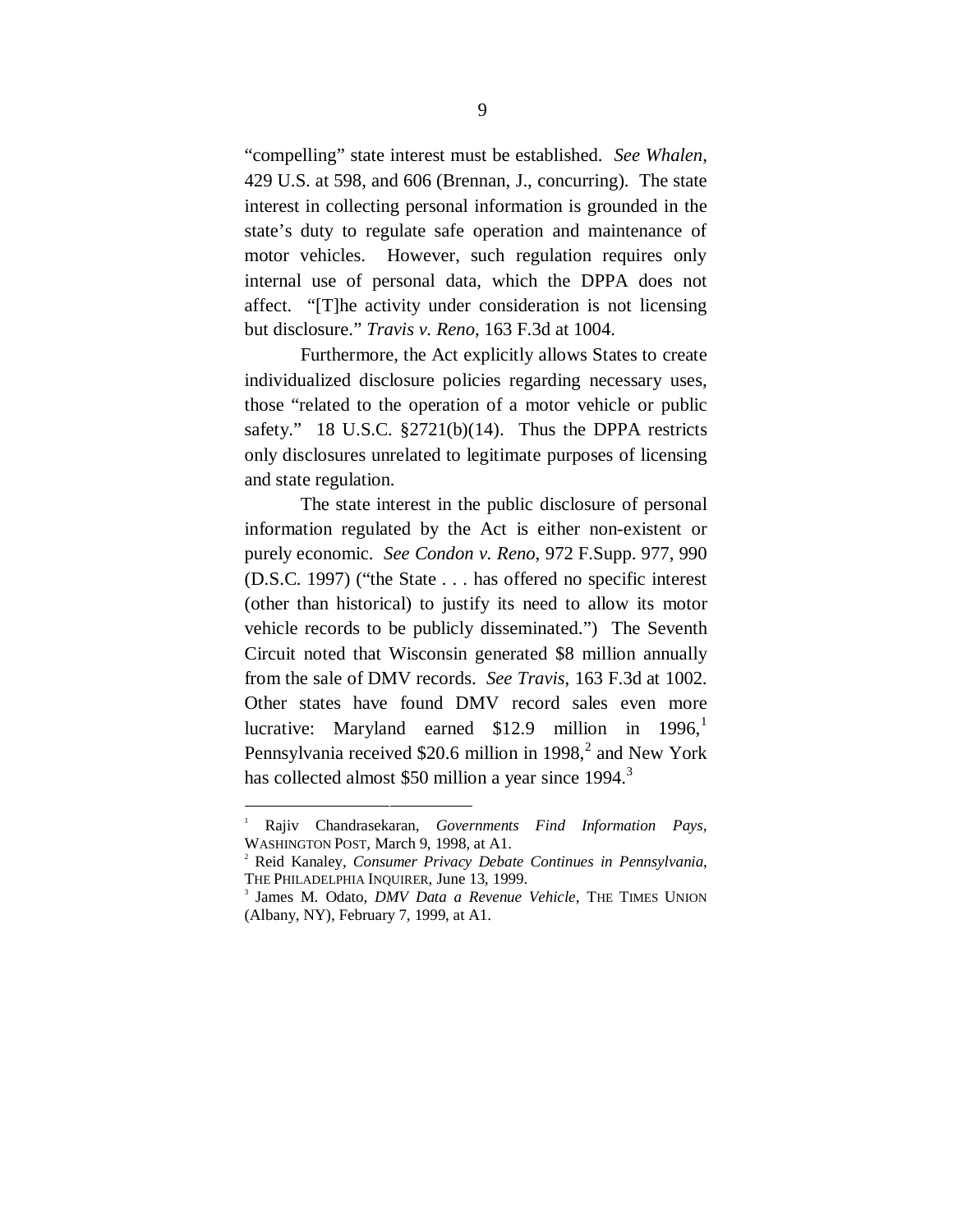"compelling" state interest must be established. *See Whalen*, 429 U.S. at 598, and 606 (Brennan, J., concurring). The state interest in collecting personal information is grounded in the state's duty to regulate safe operation and maintenance of motor vehicles. However, such regulation requires only internal use of personal data, which the DPPA does not affect. "[T]he activity under consideration is not licensing but disclosure." *Travis v. Reno*, 163 F.3d at 1004.

Furthermore, the Act explicitly allows States to create individualized disclosure policies regarding necessary uses, those "related to the operation of a motor vehicle or public safety." 18 U.S.C. §2721(b)(14). Thus the DPPA restricts only disclosures unrelated to legitimate purposes of licensing and state regulation.

The state interest in the public disclosure of personal information regulated by the Act is either non-existent or purely economic. *See Condon v. Reno*, 972 F.Supp. 977, 990 (D.S.C. 1997) ("the State . . . has offered no specific interest (other than historical) to justify its need to allow its motor vehicle records to be publicly disseminated.") The Seventh Circuit noted that Wisconsin generated $8 million annually from the sale of DMV records. *See Travis*, 163 F.3d at 1002. Other states have found DMV record sales even more lucrative: Maryland earned $12.9 million in 1996,[1] Pennsylvania received $20.6 million in 1998,[2] and New York has collected almost $50 million a year since 1994.[3]

---

[1] Rajiv Chandrasekaran, *Governments Find Information Pays*, WASHINGTON POST, March 9, 1998, at A1.

[2] Reid Kanaley, *Consumer Privacy Debate Continues in Pennsylvania*, THE PHILADELPHIA INQUIRER, June 13, 1999.

[3] James M. Odato, *DMV Data a Revenue Vehicle*, THE TIMES UNION (Albany, NY), February 7, 1999, at A1.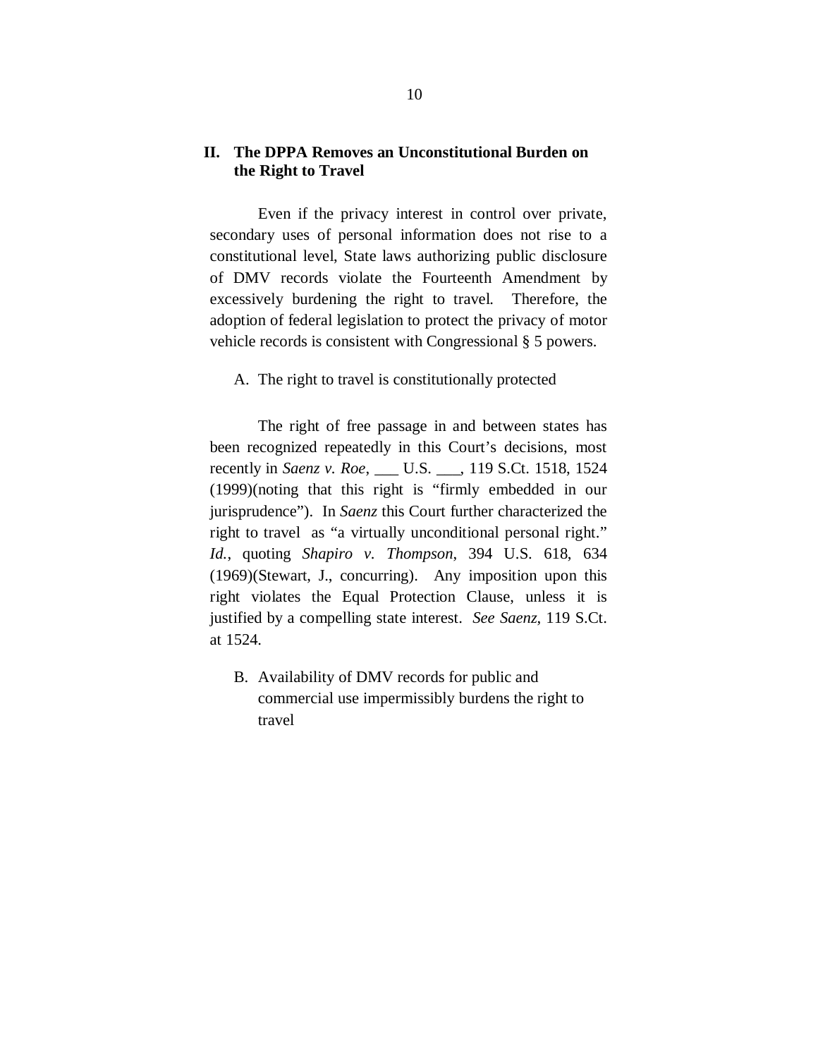## II. The DPPA Removes an Unconstitutional Burden on the Right to Travel

Even if the privacy interest in control over private, secondary uses of personal information does not rise to a constitutional level, State laws authorizing public disclosure of DMV records violate the Fourteenth Amendment by excessively burdening the right to travel. Therefore, the adoption of federal legislation to protect the privacy of motor vehicle records is consistent with Congressional § 5 powers.

### A. The right to travel is constitutionally protected

The right of free passage in and between states has been recognized repeatedly in this Court's decisions, most recently in *Saenz v. Roe*, ___ U.S. ___, 119 S.Ct. 1518, 1524 (1999)(noting that this right is "firmly embedded in our jurisprudence"). In *Saenz* this Court further characterized the right to travel as "a virtually unconditional personal right." *Id.*, quoting *Shapiro v. Thompson*, 394 U.S. 618, 634 (1969)(Stewart, J., concurring). Any imposition upon this right violates the Equal Protection Clause, unless it is justified by a compelling state interest. *See Saenz*, 119 S.Ct. at 1524.

### B. Availability of DMV records for public and commercial use impermissibly burdens the right to travel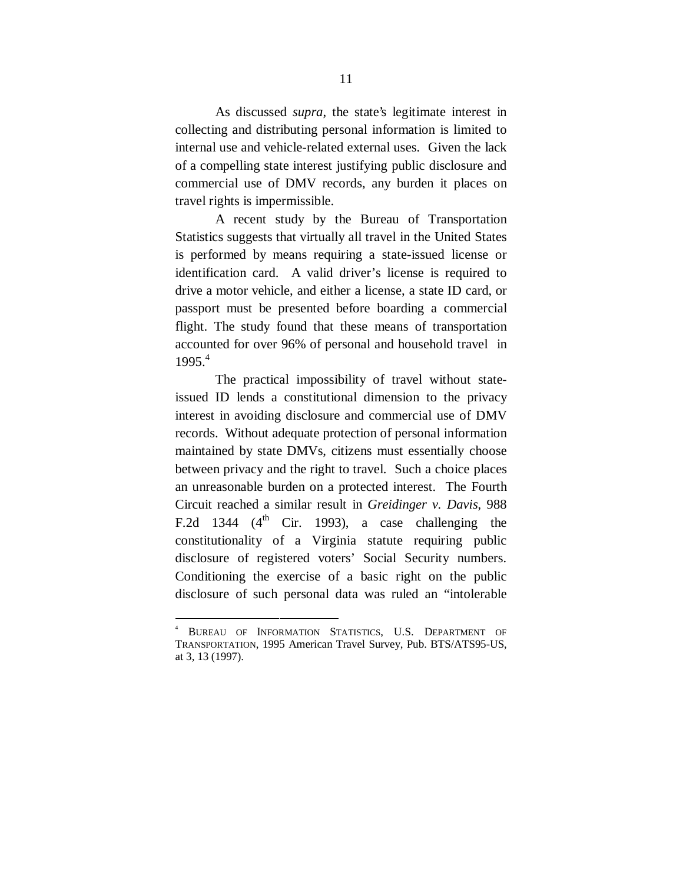As discussed *supra*, the state's legitimate interest in collecting and distributing personal information is limited to internal use and vehicle-related external uses. Given the lack of a compelling state interest justifying public disclosure and commercial use of DMV records, any burden it places on travel rights is impermissible.

A recent study by the Bureau of Transportation Statistics suggests that virtually all travel in the United States is performed by means requiring a state-issued license or identification card. A valid driver's license is required to drive a motor vehicle, and either a license, a state ID card, or passport must be presented before boarding a commercial flight. The study found that these means of transportation accounted for over 96% of personal and household travel in 1995.[4]

The practical impossibility of travel without state-issued ID lends a constitutional dimension to the privacy interest in avoiding disclosure and commercial use of DMV records. Without adequate protection of personal information maintained by state DMVs, citizens must essentially choose between privacy and the right to travel. Such a choice places an unreasonable burden on a protected interest. The Fourth Circuit reached a similar result in *Greidinger v. Davis*, 988 F.2d 1344 (4th Cir. 1993), a case challenging the constitutionality of a Virginia statute requiring public disclosure of registered voters' Social Security numbers. Conditioning the exercise of a basic right on the public disclosure of such personal data was ruled an "intolerable

---

[4] BUREAU OF INFORMATION STATISTICS, U.S. DEPARTMENT OF TRANSPORTATION, 1995 American Travel Survey, Pub. BTS/ATS95-US, at 3, 13 (1997).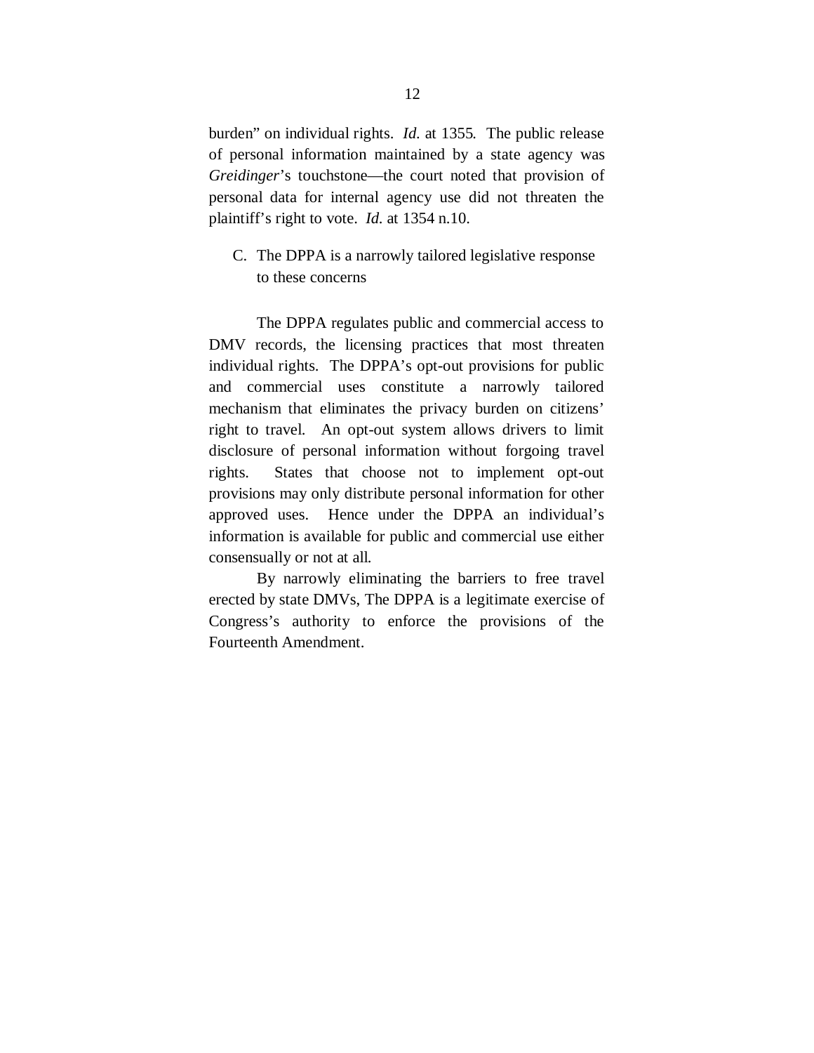burden" on individual rights. *Id.* at 1355. The public release of personal information maintained by a state agency was *Greidinger*'s touchstone—the court noted that provision of personal data for internal agency use did not threaten the plaintiff's right to vote. *Id.* at 1354 n.10.

### C. The DPPA is a narrowly tailored legislative response to these concerns

The DPPA regulates public and commercial access to DMV records, the licensing practices that most threaten individual rights. The DPPA's opt-out provisions for public and commercial uses constitute a narrowly tailored mechanism that eliminates the privacy burden on citizens' right to travel. An opt-out system allows drivers to limit disclosure of personal information without forgoing travel rights. States that choose not to implement opt-out provisions may only distribute personal information for other approved uses. Hence under the DPPA an individual's information is available for public and commercial use either consensually or not at all.

By narrowly eliminating the barriers to free travel erected by state DMVs, The DPPA is a legitimate exercise of Congress's authority to enforce the provisions of the Fourteenth Amendment.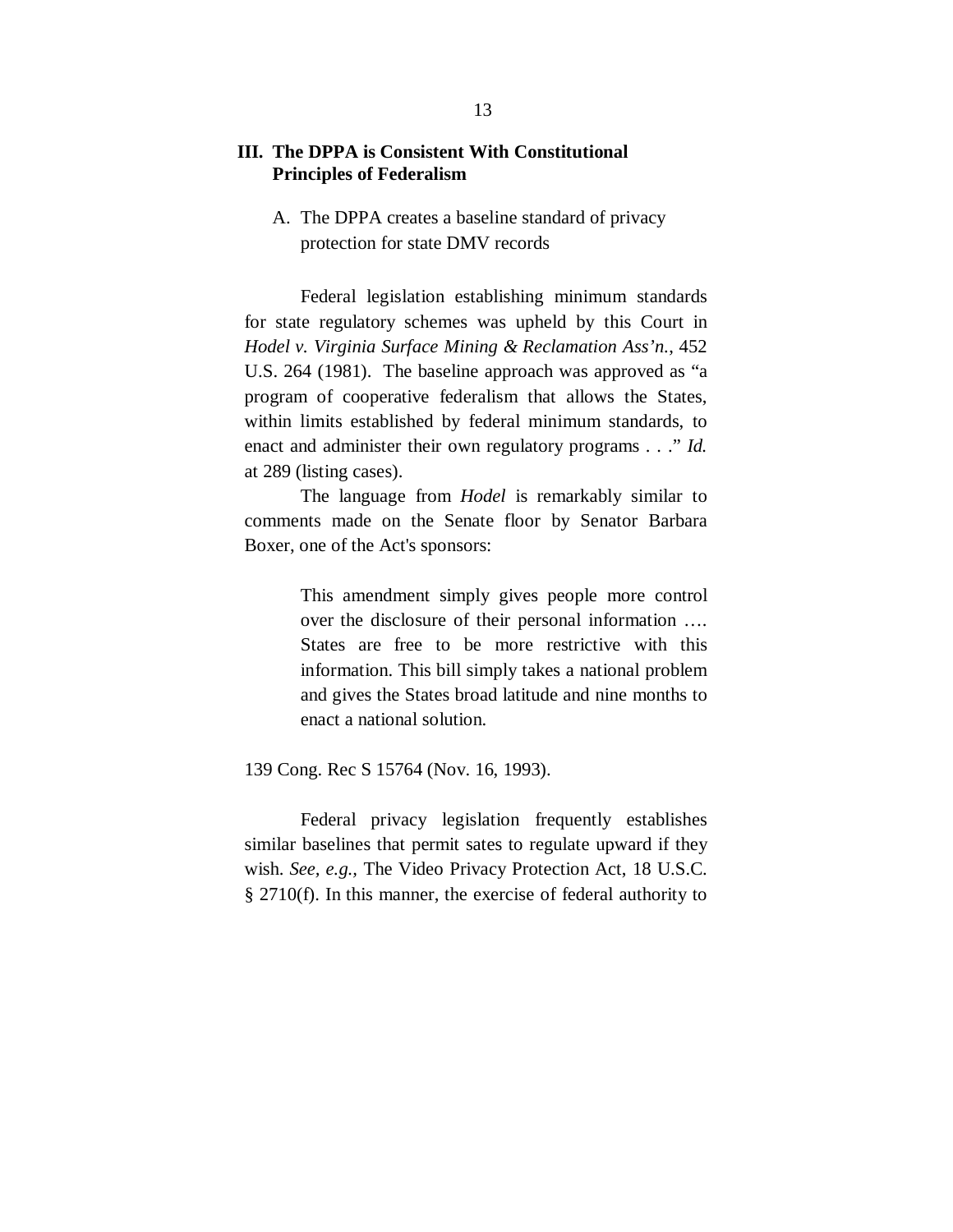## III. The DPPA is Consistent With Constitutional Principles of Federalism

### A. The DPPA creates a baseline standard of privacy protection for state DMV records

Federal legislation establishing minimum standards for state regulatory schemes was upheld by this Court in *Hodel v. Virginia Surface Mining & Reclamation Ass'n.*, 452 U.S. 264 (1981). The baseline approach was approved as "a program of cooperative federalism that allows the States, within limits established by federal minimum standards, to enact and administer their own regulatory programs . . ." *Id.* at 289 (listing cases).

The language from *Hodel* is remarkably similar to comments made on the Senate floor by Senator Barbara Boxer, one of the Act's sponsors:

> This amendment simply gives people more control over the disclosure of their personal information …. States are free to be more restrictive with this information. This bill simply takes a national problem and gives the States broad latitude and nine months to enact a national solution.

139 Cong. Rec S 15764 (Nov. 16, 1993).

Federal privacy legislation frequently establishes similar baselines that permit sates to regulate upward if they wish. *See, e.g.*, The Video Privacy Protection Act, 18 U.S.C. § 2710(f). In this manner, the exercise of federal authority to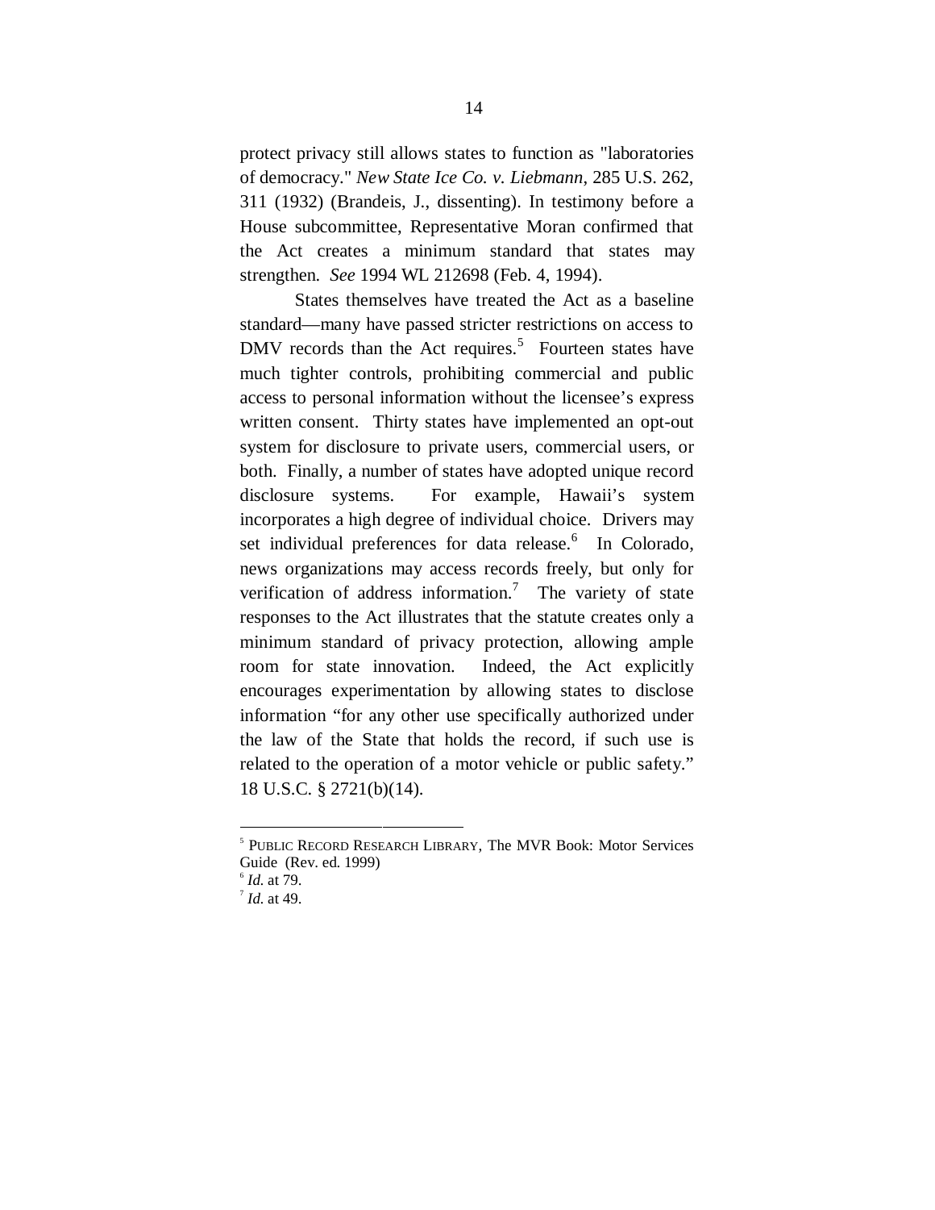protect privacy still allows states to function as "laboratories of democracy." *New State Ice Co. v. Liebmann*, 285 U.S. 262, 311 (1932) (Brandeis, J., dissenting). In testimony before a House subcommittee, Representative Moran confirmed that the Act creates a minimum standard that states may strengthen. *See* 1994 WL 212698 (Feb. 4, 1994).

States themselves have treated the Act as a baseline standard—many have passed stricter restrictions on access to DMV records than the Act requires.[5] Fourteen states have much tighter controls, prohibiting commercial and public access to personal information without the licensee's express written consent. Thirty states have implemented an opt-out system for disclosure to private users, commercial users, or both. Finally, a number of states have adopted unique record disclosure systems. For example, Hawaii's system incorporates a high degree of individual choice. Drivers may set individual preferences for data release.[6] In Colorado, news organizations may access records freely, but only for verification of address information.[7] The variety of state responses to the Act illustrates that the statute creates only a minimum standard of privacy protection, allowing ample room for state innovation. Indeed, the Act explicitly encourages experimentation by allowing states to disclose information "for any other use specifically authorized under the law of the State that holds the record, if such use is related to the operation of a motor vehicle or public safety." 18 U.S.C. § 2721(b)(14).

---

[5] PUBLIC RECORD RESEARCH LIBRARY, The MVR Book: Motor Services Guide (Rev. ed. 1999)

[6] *Id.* at 79.

[7] *Id.* at 49.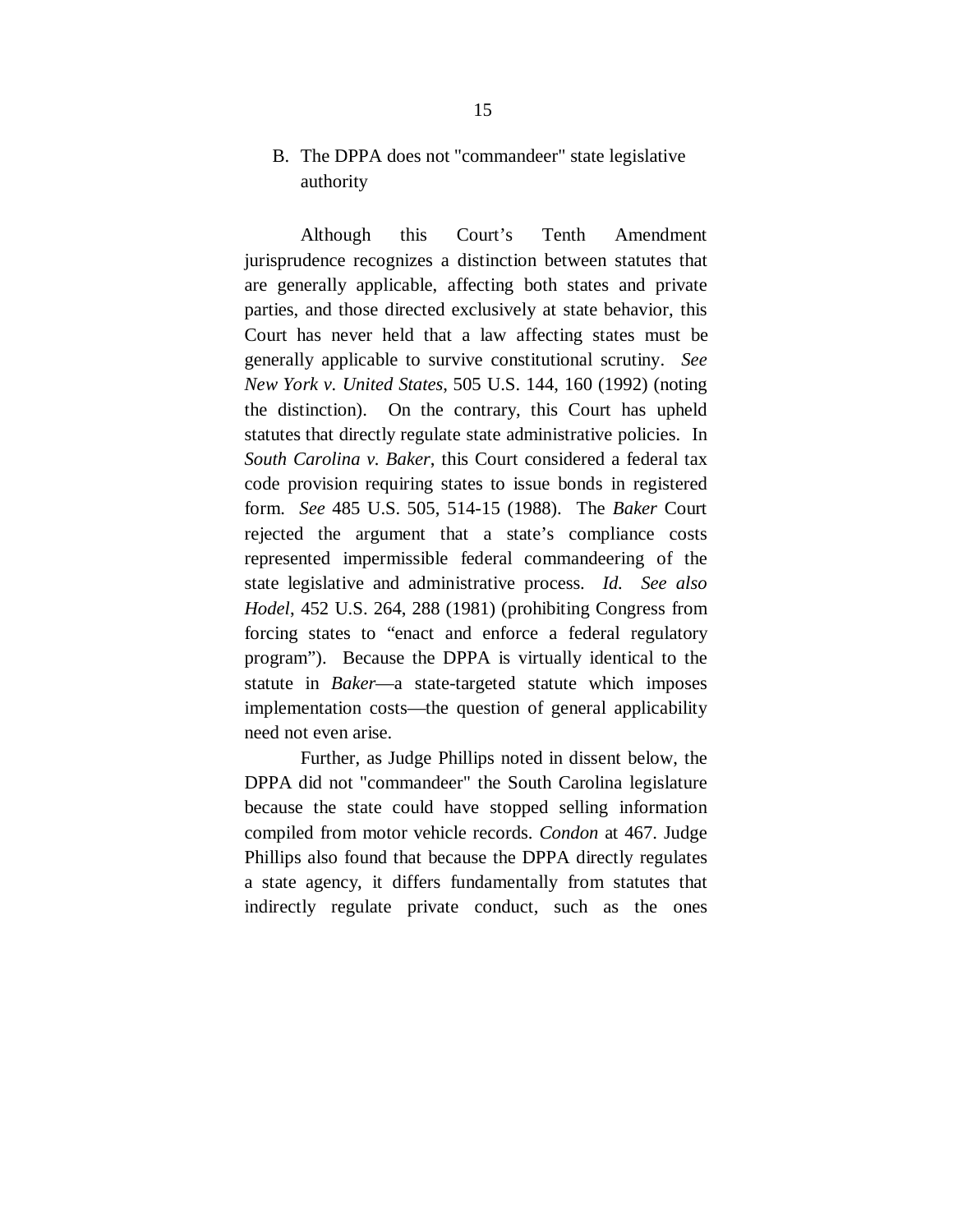### B. The DPPA does not "commandeer" state legislative authority

Although this Court's Tenth Amendment jurisprudence recognizes a distinction between statutes that are generally applicable, affecting both states and private parties, and those directed exclusively at state behavior, this Court has never held that a law affecting states must be generally applicable to survive constitutional scrutiny. *See New York v. United States*, 505 U.S. 144, 160 (1992) (noting the distinction). On the contrary, this Court has upheld statutes that directly regulate state administrative policies. In *South Carolina v. Baker*, this Court considered a federal tax code provision requiring states to issue bonds in registered form. *See* 485 U.S. 505, 514-15 (1988). The *Baker* Court rejected the argument that a state's compliance costs represented impermissible federal commandeering of the state legislative and administrative process. *Id. See also Hodel*, 452 U.S. 264, 288 (1981) (prohibiting Congress from forcing states to "enact and enforce a federal regulatory program"). Because the DPPA is virtually identical to the statute in *Baker*—a state-targeted statute which imposes implementation costs—the question of general applicability need not even arise.

Further, as Judge Phillips noted in dissent below, the DPPA did not "commandeer" the South Carolina legislature because the state could have stopped selling information compiled from motor vehicle records. *Condon* at 467. Judge Phillips also found that because the DPPA directly regulates a state agency, it differs fundamentally from statutes that indirectly regulate private conduct, such as the ones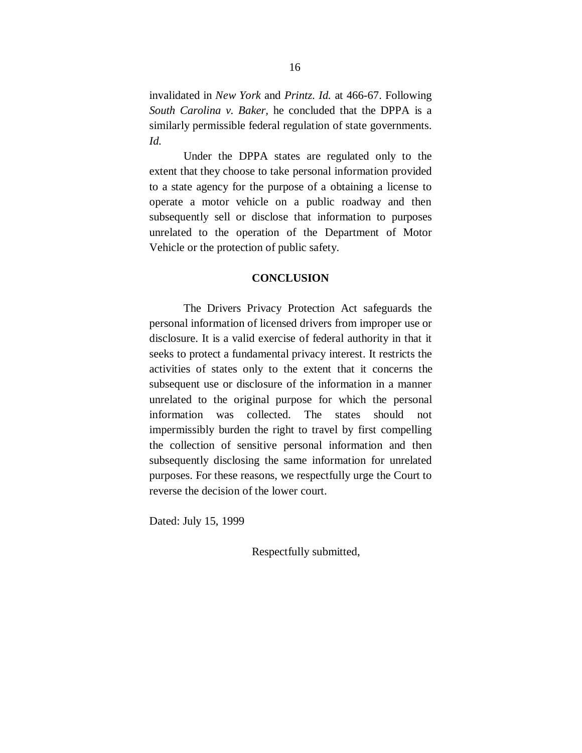invalidated in *New York* and *Printz*. *Id.* at 466-67. Following *South Carolina v. Baker*, he concluded that the DPPA is a similarly permissible federal regulation of state governments. *Id.*

Under the DPPA states are regulated only to the extent that they choose to take personal information provided to a state agency for the purpose of a obtaining a license to operate a motor vehicle on a public roadway and then subsequently sell or disclose that information to purposes unrelated to the operation of the Department of Motor Vehicle or the protection of public safety.

## CONCLUSION

The Drivers Privacy Protection Act safeguards the personal information of licensed drivers from improper use or disclosure. It is a valid exercise of federal authority in that it seeks to protect a fundamental privacy interest. It restricts the activities of states only to the extent that it concerns the subsequent use or disclosure of the information in a manner unrelated to the original purpose for which the personal information was collected. The states should not impermissibly burden the right to travel by first compelling the collection of sensitive personal information and then subsequently disclosing the same information for unrelated purposes. For these reasons, we respectfully urge the Court to reverse the decision of the lower court.

Dated: July 15, 1999

Respectfully submitted,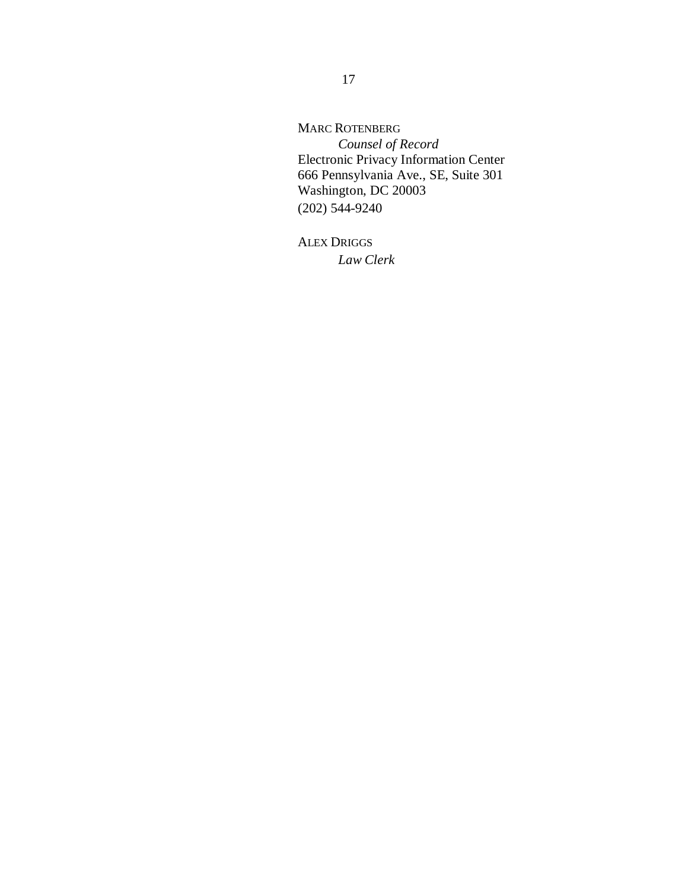MARC ROTENBERG
*Counsel of Record*
Electronic Privacy Information Center
666 Pennsylvania Ave., SE, Suite 301
Washington, DC 20003
(202) 544-9240

ALEX DRIGGS
*Law Clerk*